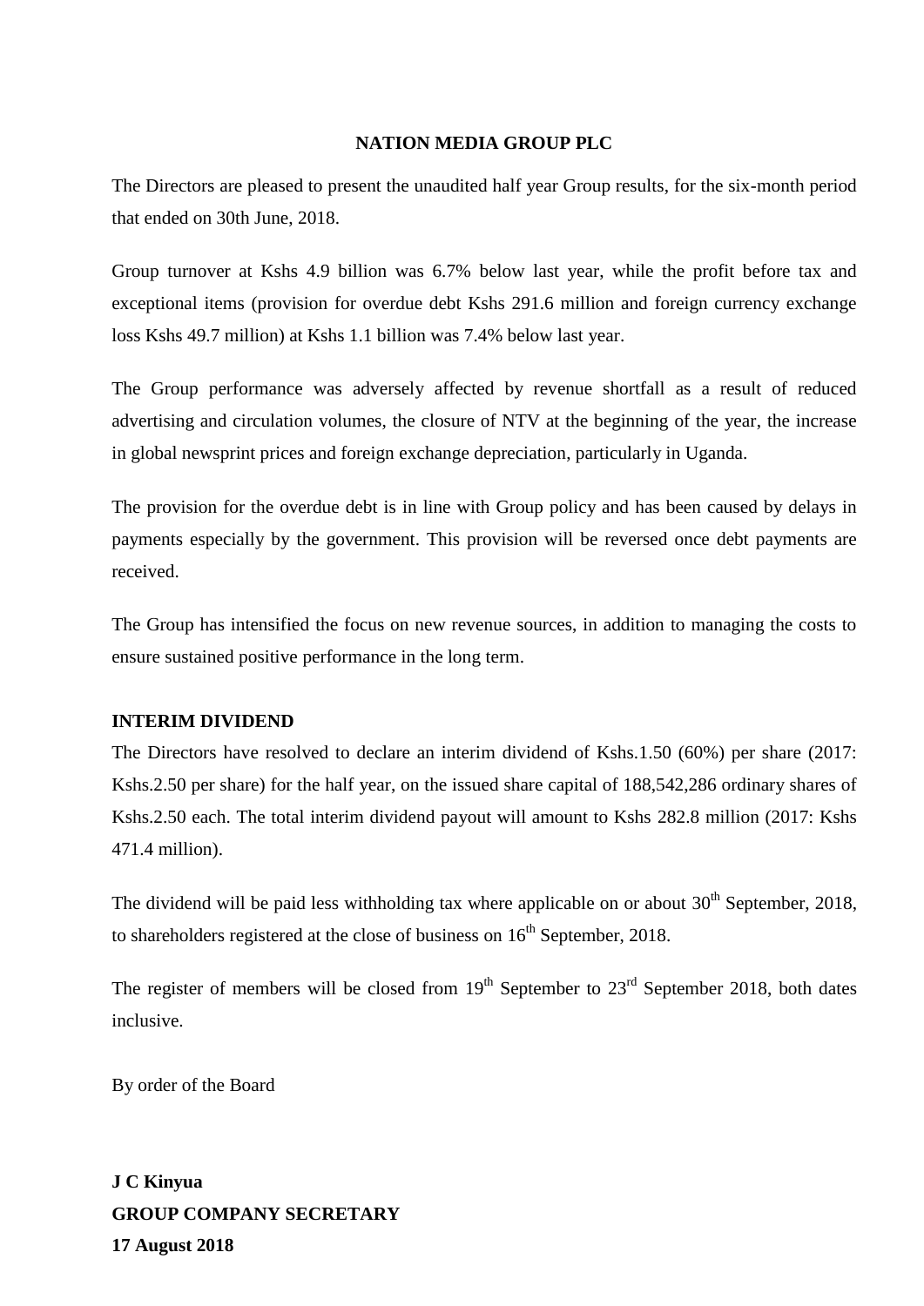# NATION MEDIA GROUP PLC

The Directors are pleased to present the unaudited half year Group results, for the six-month period that ended on 30th June, 2018.

Group turnover at Kshs 4.9 billion was 6.7% below last year, while the profit before tax and exceptional items (provision for overdue debt Kshs 291.6 million and foreign currency exchange loss Kshs 49.7 million) at Kshs 1.1 billion was 7.4% below last year.

The Group performance was adversely affected by revenue shortfall as a result of reduced advertising and circulation volumes, the closure of NTV at the beginning of the year, the increase in global newsprint prices and foreign exchange depreciation, particularly in Uganda.

The provision for the overdue debt is in line with Group policy and has been caused by delays in payments especially by the government. This provision will be reversed once debt payments are received.

The Group has intensified the focus on new revenue sources, in addition to managing the costs to ensure sustained positive performance in the long term.

**INTERIM DIVIDEND**

The Directors have resolved to declare an interim dividend of Kshs.1.50 (60%) per share (2017: Kshs.2.50 per share) for the half year, on the issued share capital of 188,542,286 ordinary shares of Kshs.2.50 each. The total interim dividend payout will amount to Kshs 282.8 million (2017: Kshs 471.4 million).

The dividend will be paid less withholding tax where applicable on or about 30th September, 2018, to shareholders registered at the close of business on 16th September, 2018.

The register of members will be closed from 19th September to 23rd September 2018, both dates inclusive.

By order of the Board

**J C Kinyua**
**GROUP COMPANY SECRETARY**
**17 August 2018**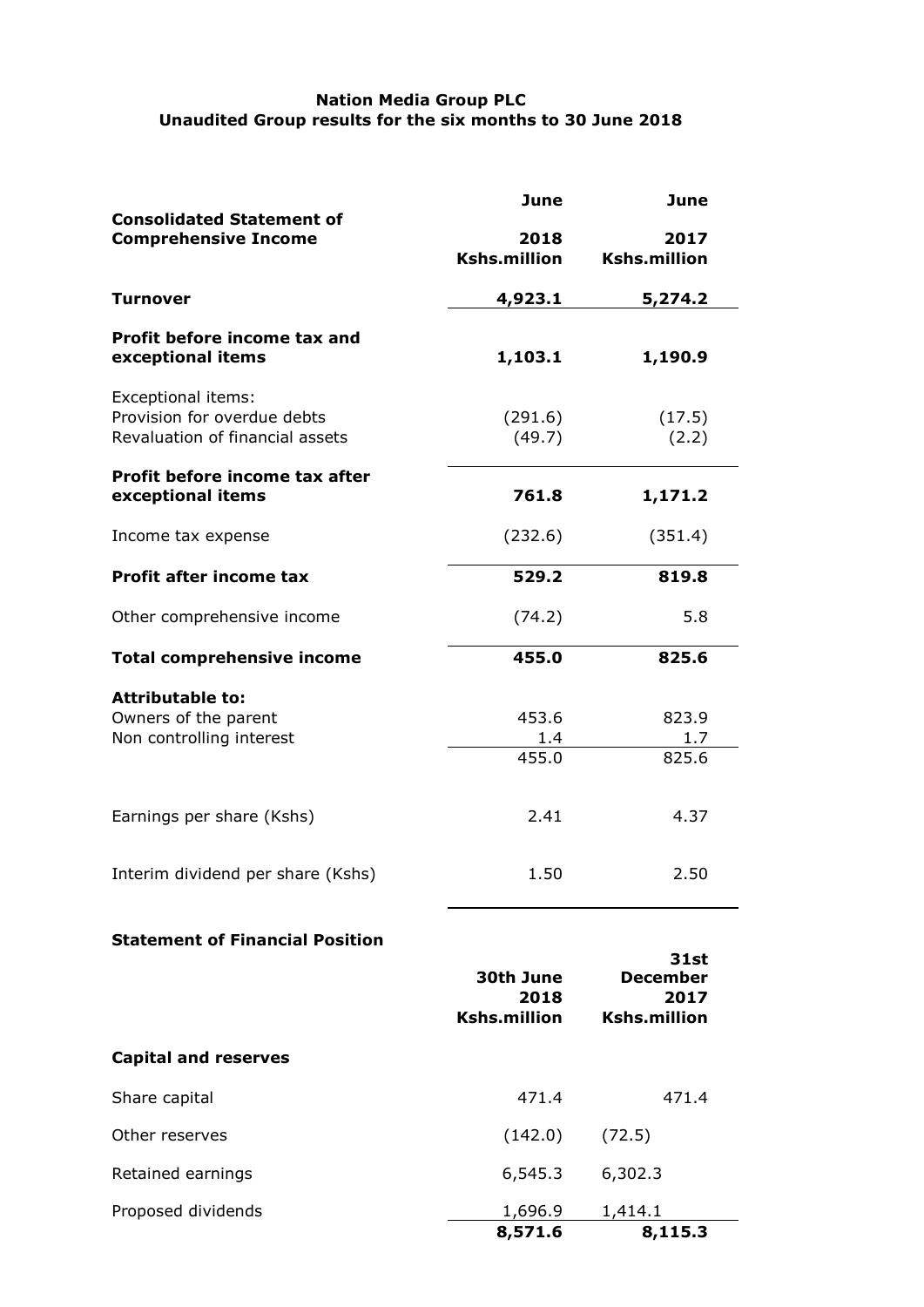**Nation Media Group PLC**
**Unaudited Group results for the six months to 30 June 2018**

| **Consolidated Statement of Comprehensive Income** | **June 2018 Kshs.million** | **June 2017 Kshs.million** |
|---|---|---|
| **Turnover** | **4,923.1** | **5,274.2** |
| **Profit before income tax and exceptional items** | **1,103.1** | **1,190.9** |
| Exceptional items: | | |
| Provision for overdue debts | (291.6) | (17.5) |
| Revaluation of financial assets | (49.7) | (2.2) |
| **Profit before income tax after exceptional items** | **761.8** | **1,171.2** |
| Income tax expense | (232.6) | (351.4) |
| **Profit after income tax** | **529.2** | **819.8** |
| Other comprehensive income | (74.2) | 5.8 |
| **Total comprehensive income** | **455.0** | **825.6** |
| **Attributable to:** | | |
| Owners of the parent | 453.6 | 823.9 |
| Non controlling interest | 1.4 | 1.7 |
| | 455.0 | 825.6 |
| Earnings per share (Kshs) | 2.41 | 4.37 |
| Interim dividend per share (Kshs) | 1.50 | 2.50 |

| **Statement of Financial Position** | **30th June 2018 Kshs.million** | **31st December 2017 Kshs.million** |
|---|---|---|
| **Capital and reserves** | | |
| Share capital | 471.4 | 471.4 |
| Other reserves | (142.0) | (72.5) |
| Retained earnings | 6,545.3 | 6,302.3 |
| Proposed dividends | 1,696.9 | 1,414.1 |
| | **8,571.6** | **8,115.3** |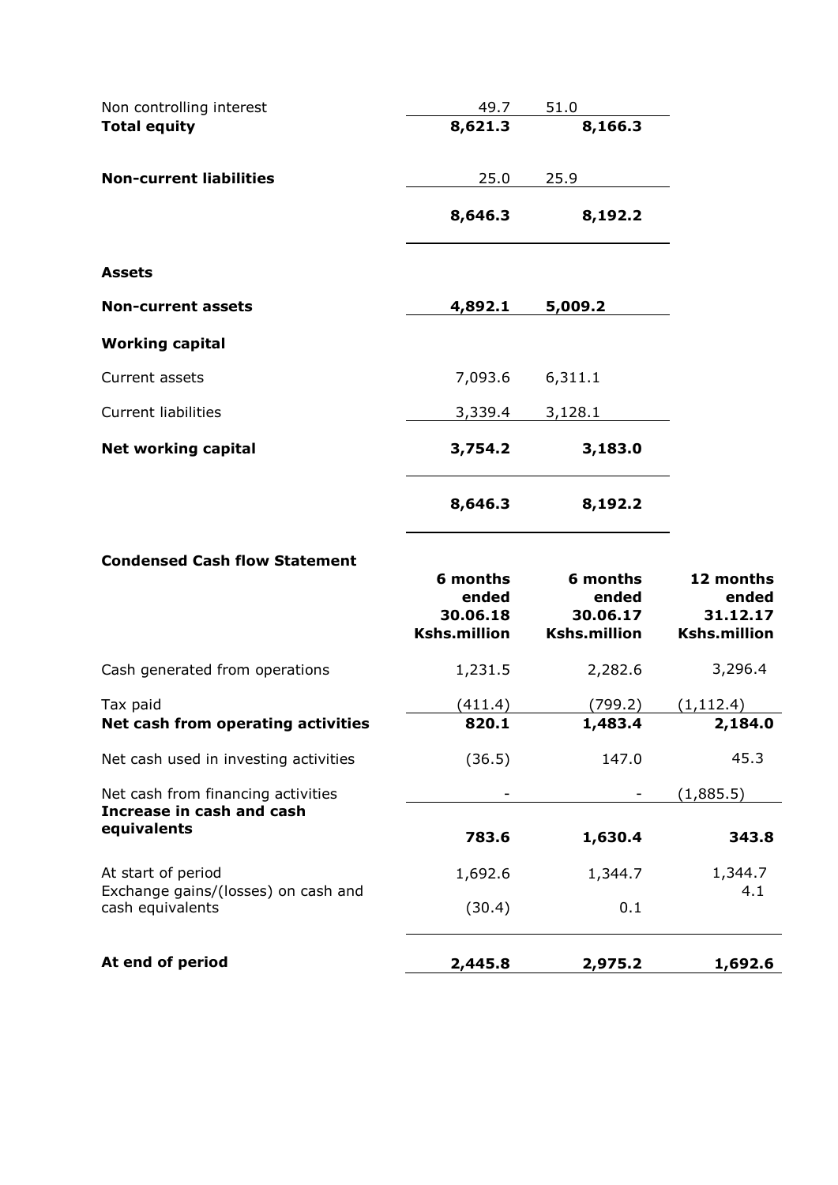| | | |
|---|---|---|
| Non controlling interest | 49.7 | 51.0 |
| **Total equity** | **8,621.3** | **8,166.3** |
| **Non-current liabilities** | 25.0 | 25.9 |
| | **8,646.3** | **8,192.2** |
| **Assets** | | |
| **Non-current assets** | **4,892.1** | **5,009.2** |
| **Working capital** | | |
| Current assets | 7,093.6 | 6,311.1 |
| Current liabilities | 3,339.4 | 3,128.1 |
| **Net working capital** | **3,754.2** | **3,183.0** |
| | **8,646.3** | **8,192.2** |

**Condensed Cash flow Statement**

| | 6 months ended 30.06.18 Kshs.million | 6 months ended 30.06.17 Kshs.million | 12 months ended 31.12.17 Kshs.million |
|---|---|---|---|
| Cash generated from operations | 1,231.5 | 2,282.6 | 3,296.4 |
| Tax paid | (411.4) | (799.2) | (1,112.4) |
| **Net cash from operating activities** | **820.1** | **1,483.4** | **2,184.0** |
| Net cash used in investing activities | (36.5) | 147.0 | 45.3 |
| Net cash from financing activities | - | - | (1,885.5) |
| **Increase in cash and cash equivalents** | **783.6** | **1,630.4** | **343.8** |
| At start of period | 1,692.6 | 1,344.7 | 1,344.7 |
| Exchange gains/(losses) on cash and cash equivalents | (30.4) | 0.1 | 4.1 |
| **At end of period** | **2,445.8** | **2,975.2** | **1,692.6** |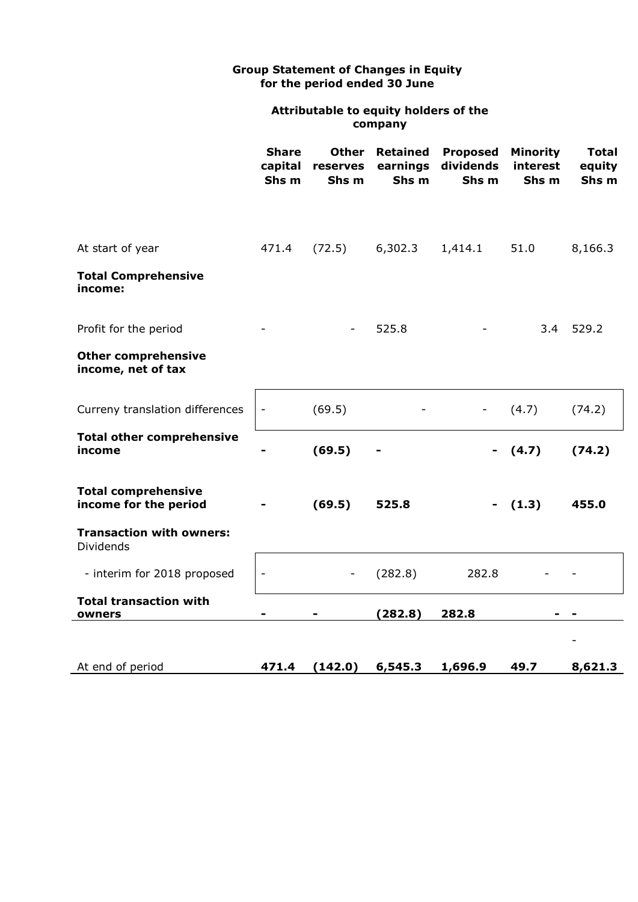**Group Statement of Changes in Equity**
**for the period ended 30 June**

| | Attributable to equity holders of the company | | | | | |
|---|---|---|---|---|---|---|
| | **Share capital Shs m** | **Other reserves Shs m** | **Retained earnings Shs m** | **Proposed dividends Shs m** | **Minority interest Shs m** | **Total equity Shs m** |
| At start of year | 471.4 | (72.5) | 6,302.3 | 1,414.1 | 51.0 | 8,166.3 |
| **Total Comprehensive income:** | | | | | | |
| Profit for the period | - | - | 525.8 | - | 3.4 | 529.2 |
| **Other comprehensive income, net of tax** | | | | | | |
| Curreny translation differences | - | (69.5) | - | - | (4.7) | (74.2) |
| **Total other comprehensive income** | **-** | **(69.5)** | **-** | **-** | **(4.7)** | **(74.2)** |
| **Total comprehensive income for the period** | **-** | **(69.5)** | **525.8** | **-** | **(1.3)** | **455.0** |
| **Transaction with owners:** Dividends | | | | | | |
| - interim for 2018 proposed | - | - | (282.8) | 282.8 | - | - |
| **Total transaction with owners** | **-** | **-** | **(282.8)** | **282.8** | **-** | **-** |
| | | | | | | - |
| At end of period | **471.4** | **(142.0)** | **6,545.3** | **1,696.9** | **49.7** | **8,621.3** |